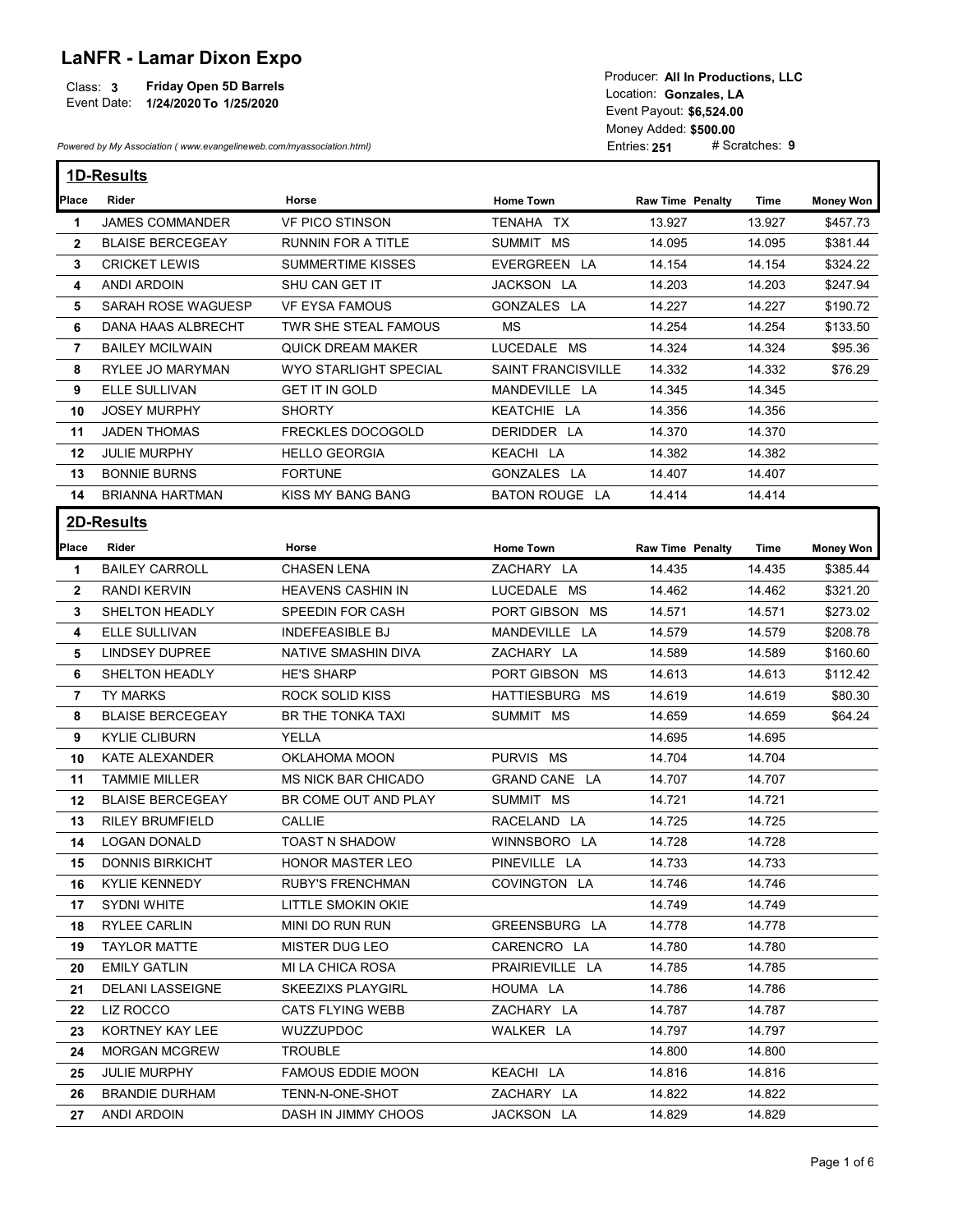# LaNFR - Lamar Dixon Expo

Class: **3** **Friday Open 5D Barrels**
Event Date: **1/24/2020 To 1/25/2020**

Producer: **All In Productions, LLC**
Location: **Gonzales, LA**
Event Payout: **$6,524.00**
Money Added: **$500.00**
Entries: **251** # Scratches: **9**

*Powered by My Association ( www.evangelineweb.com/myassociation.html)*

## 1D-Results

| Place | Rider | Horse | Home Town | Raw Time | Penalty | Time | Money Won |
|---|---|---|---|---|---|---|---|
| 1 | JAMES COMMANDER | VF PICO STINSON | TENAHA TX | 13.927 | | 13.927 | $457.73 |
| 2 | BLAISE BERCEGEAY | RUNNIN FOR A TITLE | SUMMIT MS | 14.095 | | 14.095 | $381.44 |
| 3 | CRICKET LEWIS | SUMMERTIME KISSES | EVERGREEN LA | 14.154 | | 14.154 | $324.22 |
| 4 | ANDI ARDOIN | SHU CAN GET IT | JACKSON LA | 14.203 | | 14.203 | $247.94 |
| 5 | SARAH ROSE WAGUESP | VF EYSA FAMOUS | GONZALES LA | 14.227 | | 14.227 | $190.72 |
| 6 | DANA HAAS ALBRECHT | TWR SHE STEAL FAMOUS | MS | 14.254 | | 14.254 | $133.50 |
| 7 | BAILEY MCILWAIN | QUICK DREAM MAKER | LUCEDALE MS | 14.324 | | 14.324 | $95.36 |
| 8 | RYLEE JO MARYMAN | WYO STARLIGHT SPECIAL | SAINT FRANCISVILLE | 14.332 | | 14.332 | $76.29 |
| 9 | ELLE SULLIVAN | GET IT IN GOLD | MANDEVILLE LA | 14.345 | | 14.345 | |
| 10 | JOSEY MURPHY | SHORTY | KEATCHIE LA | 14.356 | | 14.356 | |
| 11 | JADEN THOMAS | FRECKLES DOCOGOLD | DERIDDER LA | 14.370 | | 14.370 | |
| 12 | JULIE MURPHY | HELLO GEORGIA | KEACHI LA | 14.382 | | 14.382 | |
| 13 | BONNIE BURNS | FORTUNE | GONZALES LA | 14.407 | | 14.407 | |
| 14 | BRIANNA HARTMAN | KISS MY BANG BANG | BATON ROUGE LA | 14.414 | | 14.414 | |

## 2D-Results

| Place | Rider | Horse | Home Town | Raw Time | Penalty | Time | Money Won |
|---|---|---|---|---|---|---|---|
| 1 | BAILEY CARROLL | CHASEN LENA | ZACHARY LA | 14.435 | | 14.435 | $385.44 |
| 2 | RANDI KERVIN | HEAVENS CASHIN IN | LUCEDALE MS | 14.462 | | 14.462 | $321.20 |
| 3 | SHELTON HEADLY | SPEEDIN FOR CASH | PORT GIBSON MS | 14.571 | | 14.571 | $273.02 |
| 4 | ELLE SULLIVAN | INDEFEASIBLE BJ | MANDEVILLE LA | 14.579 | | 14.579 | $208.78 |
| 5 | LINDSEY DUPREE | NATIVE SMASHIN DIVA | ZACHARY LA | 14.589 | | 14.589 | $160.60 |
| 6 | SHELTON HEADLY | HE'S SHARP | PORT GIBSON MS | 14.613 | | 14.613 | $112.42 |
| 7 | TY MARKS | ROCK SOLID KISS | HATTIESBURG MS | 14.619 | | 14.619 | $80.30 |
| 8 | BLAISE BERCEGEAY | BR THE TONKA TAXI | SUMMIT MS | 14.659 | | 14.659 | $64.24 |
| 9 | KYLIE CLIBURN | YELLA | | 14.695 | | 14.695 | |
| 10 | KATE ALEXANDER | OKLAHOMA MOON | PURVIS MS | 14.704 | | 14.704 | |
| 11 | TAMMIE MILLER | MS NICK BAR CHICADO | GRAND CANE LA | 14.707 | | 14.707 | |
| 12 | BLAISE BERCEGEAY | BR COME OUT AND PLAY | SUMMIT MS | 14.721 | | 14.721 | |
| 13 | RILEY BRUMFIELD | CALLIE | RACELAND LA | 14.725 | | 14.725 | |
| 14 | LOGAN DONALD | TOAST N SHADOW | WINNSBORO LA | 14.728 | | 14.728 | |
| 15 | DONNIS BIRKICHT | HONOR MASTER LEO | PINEVILLE LA | 14.733 | | 14.733 | |
| 16 | KYLIE KENNEDY | RUBY'S FRENCHMAN | COVINGTON LA | 14.746 | | 14.746 | |
| 17 | SYDNI WHITE | LITTLE SMOKIN OKIE | | 14.749 | | 14.749 | |
| 18 | RYLEE CARLIN | MINI DO RUN RUN | GREENSBURG LA | 14.778 | | 14.778 | |
| 19 | TAYLOR MATTE | MISTER DUG LEO | CARENCRO LA | 14.780 | | 14.780 | |
| 20 | EMILY GATLIN | MI LA CHICA ROSA | PRAIRIEVILLE LA | 14.785 | | 14.785 | |
| 21 | DELANI LASSEIGNE | SKEEZIXS PLAYGIRL | HOUMA LA | 14.786 | | 14.786 | |
| 22 | LIZ ROCCO | CATS FLYING WEBB | ZACHARY LA | 14.787 | | 14.787 | |
| 23 | KORTNEY KAY LEE | WUZZUPDOC | WALKER LA | 14.797 | | 14.797 | |
| 24 | MORGAN MCGREW | TROUBLE | | 14.800 | | 14.800 | |
| 25 | JULIE MURPHY | FAMOUS EDDIE MOON | KEACHI LA | 14.816 | | 14.816 | |
| 26 | BRANDIE DURHAM | TENN-N-ONE-SHOT | ZACHARY LA | 14.822 | | 14.822 | |
| 27 | ANDI ARDOIN | DASH IN JIMMY CHOOS | JACKSON LA | 14.829 | | 14.829 | |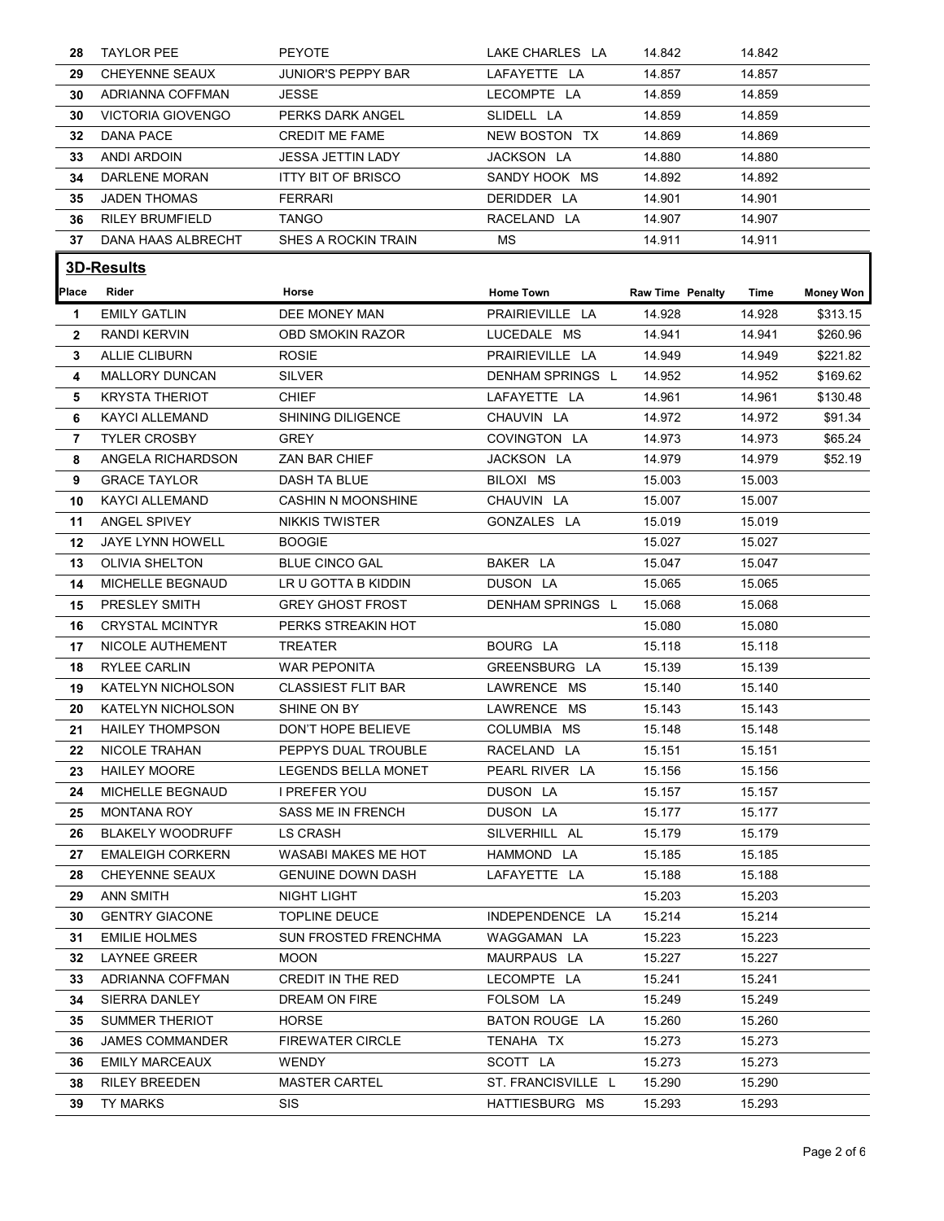| | | | | | | | |
|---|---|---|---|---|---|---|---|
| 28 | TAYLOR PEE | PEYOTE | LAKE CHARLES LA | 14.842 | | 14.842 | |
| 29 | CHEYENNE SEAUX | JUNIOR'S PEPPY BAR | LAFAYETTE LA | 14.857 | | 14.857 | |
| 30 | ADRIANNA COFFMAN | JESSE | LECOMPTE LA | 14.859 | | 14.859 | |
| 30 | VICTORIA GIOVENGO | PERKS DARK ANGEL | SLIDELL LA | 14.859 | | 14.859 | |
| 32 | DANA PACE | CREDIT ME FAME | NEW BOSTON TX | 14.869 | | 14.869 | |
| 33 | ANDI ARDOIN | JESSA JETTIN LADY | JACKSON LA | 14.880 | | 14.880 | |
| 34 | DARLENE MORAN | ITTY BIT OF BRISCO | SANDY HOOK MS | 14.892 | | 14.892 | |
| 35 | JADEN THOMAS | FERRARI | DERIDDER LA | 14.901 | | 14.901 | |
| 36 | RILEY BRUMFIELD | TANGO | RACELAND LA | 14.907 | | 14.907 | |
| 37 | DANA HAAS ALBRECHT | SHES A ROCKIN TRAIN | MS | 14.911 | | 14.911 | |

## 3D-Results

| Place | Rider | Horse | Home Town | Raw Time | Penalty | Time | Money Won |
|---|---|---|---|---|---|---|---|
| 1 | EMILY GATLIN | DEE MONEY MAN | PRAIRIEVILLE LA | 14.928 | | 14.928 | $313.15 |
| 2 | RANDI KERVIN | OBD SMOKIN RAZOR | LUCEDALE MS | 14.941 | | 14.941 | $260.96 |
| 3 | ALLIE CLIBURN | ROSIE | PRAIRIEVILLE LA | 14.949 | | 14.949 | $221.82 |
| 4 | MALLORY DUNCAN | SILVER | DENHAM SPRINGS L | 14.952 | | 14.952 | $169.62 |
| 5 | KRYSTA THERIOT | CHIEF | LAFAYETTE LA | 14.961 | | 14.961 | $130.48 |
| 6 | KAYCI ALLEMAND | SHINING DILIGENCE | CHAUVIN LA | 14.972 | | 14.972 | $91.34 |
| 7 | TYLER CROSBY | GREY | COVINGTON LA | 14.973 | | 14.973 | $65.24 |
| 8 | ANGELA RICHARDSON | ZAN BAR CHIEF | JACKSON LA | 14.979 | | 14.979 | $52.19 |
| 9 | GRACE TAYLOR | DASH TA BLUE | BILOXI MS | 15.003 | | 15.003 | |
| 10 | KAYCI ALLEMAND | CASHIN N MOONSHINE | CHAUVIN LA | 15.007 | | 15.007 | |
| 11 | ANGEL SPIVEY | NIKKIS TWISTER | GONZALES LA | 15.019 | | 15.019 | |
| 12 | JAYE LYNN HOWELL | BOOGIE | | 15.027 | | 15.027 | |
| 13 | OLIVIA SHELTON | BLUE CINCO GAL | BAKER LA | 15.047 | | 15.047 | |
| 14 | MICHELLE BEGNAUD | LR U GOTTA B KIDDIN | DUSON LA | 15.065 | | 15.065 | |
| 15 | PRESLEY SMITH | GREY GHOST FROST | DENHAM SPRINGS L | 15.068 | | 15.068 | |
| 16 | CRYSTAL MCINTYR | PERKS STREAKIN HOT | | 15.080 | | 15.080 | |
| 17 | NICOLE AUTHEMENT | TREATER | BOURG LA | 15.118 | | 15.118 | |
| 18 | RYLEE CARLIN | WAR PEPONITA | GREENSBURG LA | 15.139 | | 15.139 | |
| 19 | KATELYN NICHOLSON | CLASSIEST FLIT BAR | LAWRENCE MS | 15.140 | | 15.140 | |
| 20 | KATELYN NICHOLSON | SHINE ON BY | LAWRENCE MS | 15.143 | | 15.143 | |
| 21 | HAILEY THOMPSON | DON'T HOPE BELIEVE | COLUMBIA MS | 15.148 | | 15.148 | |
| 22 | NICOLE TRAHAN | PEPPYS DUAL TROUBLE | RACELAND LA | 15.151 | | 15.151 | |
| 23 | HAILEY MOORE | LEGENDS BELLA MONET | PEARL RIVER LA | 15.156 | | 15.156 | |
| 24 | MICHELLE BEGNAUD | I PREFER YOU | DUSON LA | 15.157 | | 15.157 | |
| 25 | MONTANA ROY | SASS ME IN FRENCH | DUSON LA | 15.177 | | 15.177 | |
| 26 | BLAKELY WOODRUFF | LS CRASH | SILVERHILL AL | 15.179 | | 15.179 | |
| 27 | EMALEIGH CORKERN | WASABI MAKES ME HOT | HAMMOND LA | 15.185 | | 15.185 | |
| 28 | CHEYENNE SEAUX | GENUINE DOWN DASH | LAFAYETTE LA | 15.188 | | 15.188 | |
| 29 | ANN SMITH | NIGHT LIGHT | | 15.203 | | 15.203 | |
| 30 | GENTRY GIACONE | TOPLINE DEUCE | INDEPENDENCE LA | 15.214 | | 15.214 | |
| 31 | EMILIE HOLMES | SUN FROSTED FRENCHMA | WAGGAMAN LA | 15.223 | | 15.223 | |
| 32 | LAYNEE GREER | MOON | MAURPAUS LA | 15.227 | | 15.227 | |
| 33 | ADRIANNA COFFMAN | CREDIT IN THE RED | LECOMPTE LA | 15.241 | | 15.241 | |
| 34 | SIERRA DANLEY | DREAM ON FIRE | FOLSOM LA | 15.249 | | 15.249 | |
| 35 | SUMMER THERIOT | HORSE | BATON ROUGE LA | 15.260 | | 15.260 | |
| 36 | JAMES COMMANDER | FIREWATER CIRCLE | TENAHA TX | 15.273 | | 15.273 | |
| 36 | EMILY MARCEAUX | WENDY | SCOTT LA | 15.273 | | 15.273 | |
| 38 | RILEY BREEDEN | MASTER CARTEL | ST. FRANCISVILLE L | 15.290 | | 15.290 | |
| 39 | TY MARKS | SIS | HATTIESBURG MS | 15.293 | | 15.293 | |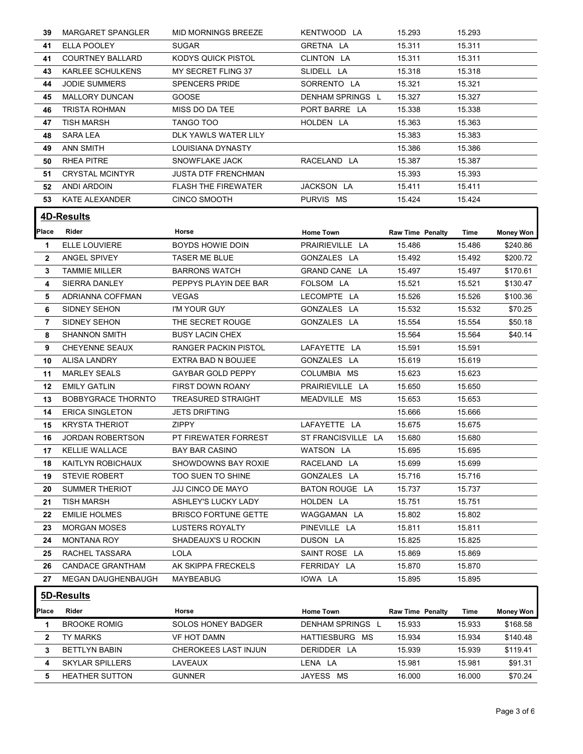| Place | Rider | Horse | Home Town | Raw Time | Penalty | Time | Money Won |
|---|---|---|---|---|---|---|---|
| 39 | MARGARET SPANGLER | MID MORNINGS BREEZE | KENTWOOD LA | 15.293 | | 15.293 | |
| 41 | ELLA POOLEY | SUGAR | GRETNA LA | 15.311 | | 15.311 | |
| 41 | COURTNEY BALLARD | KODYS QUICK PISTOL | CLINTON LA | 15.311 | | 15.311 | |
| 43 | KARLEE SCHULKENS | MY SECRET FLING 37 | SLIDELL LA | 15.318 | | 15.318 | |
| 44 | JODIE SUMMERS | SPENCERS PRIDE | SORRENTO LA | 15.321 | | 15.321 | |
| 45 | MALLORY DUNCAN | GOOSE | DENHAM SPRINGS L | 15.327 | | 15.327 | |
| 46 | TRISTA ROHMAN | MISS DO DA TEE | PORT BARRE LA | 15.338 | | 15.338 | |
| 47 | TISH MARSH | TANGO TOO | HOLDEN LA | 15.363 | | 15.363 | |
| 48 | SARA LEA | DLK YAWLS WATER LILY | | 15.383 | | 15.383 | |
| 49 | ANN SMITH | LOUISIANA DYNASTY | | 15.386 | | 15.386 | |
| 50 | RHEA PITRE | SNOWFLAKE JACK | RACELAND LA | 15.387 | | 15.387 | |
| 51 | CRYSTAL MCINTYR | JUSTA DTF FRENCHMAN | | 15.393 | | 15.393 | |
| 52 | ANDI ARDOIN | FLASH THE FIREWATER | JACKSON LA | 15.411 | | 15.411 | |
| 53 | KATE ALEXANDER | CINCO SMOOTH | PURVIS MS | 15.424 | | 15.424 | |

## 4D-Results

| Place | Rider | Horse | Home Town | Raw Time | Penalty | Time | Money Won |
|---|---|---|---|---|---|---|---|
| 1 | ELLE LOUVIERE | BOYDS HOWIE DOIN | PRAIRIEVILLE LA | 15.486 | | 15.486 | $240.86 |
| 2 | ANGEL SPIVEY | TASER ME BLUE | GONZALES LA | 15.492 | | 15.492 | $200.72 |
| 3 | TAMMIE MILLER | BARRONS WATCH | GRAND CANE LA | 15.497 | | 15.497 | $170.61 |
| 4 | SIERRA DANLEY | PEPPYS PLAYIN DEE BAR | FOLSOM LA | 15.521 | | 15.521 | $130.47 |
| 5 | ADRIANNA COFFMAN | VEGAS | LECOMPTE LA | 15.526 | | 15.526 | $100.36 |
| 6 | SIDNEY SEHON | I'M YOUR GUY | GONZALES LA | 15.532 | | 15.532 | $70.25 |
| 7 | SIDNEY SEHON | THE SECRET ROUGE | GONZALES LA | 15.554 | | 15.554 | $50.18 |
| 8 | SHANNON SMITH | BUSY LACIN CHEX | | 15.564 | | 15.564 | $40.14 |
| 9 | CHEYENNE SEAUX | RANGER PACKIN PISTOL | LAFAYETTE LA | 15.591 | | 15.591 | |
| 10 | ALISA LANDRY | EXTRA BAD N BOUJEE | GONZALES LA | 15.619 | | 15.619 | |
| 11 | MARLEY SEALS | GAYBAR GOLD PEPPY | COLUMBIA MS | 15.623 | | 15.623 | |
| 12 | EMILY GATLIN | FIRST DOWN ROANY | PRAIRIEVILLE LA | 15.650 | | 15.650 | |
| 13 | BOBBYGRACE THORNTO | TREASURED STRAIGHT | MEADVILLE MS | 15.653 | | 15.653 | |
| 14 | ERICA SINGLETON | JETS DRIFTING | | 15.666 | | 15.666 | |
| 15 | KRYSTA THERIOT | ZIPPY | LAFAYETTE LA | 15.675 | | 15.675 | |
| 16 | JORDAN ROBERTSON | PT FIREWATER FORREST | ST FRANCISVILLE LA | 15.680 | | 15.680 | |
| 17 | KELLIE WALLACE | BAY BAR CASINO | WATSON LA | 15.695 | | 15.695 | |
| 18 | KAITLYN ROBICHAUX | SHOWDOWNS BAY ROXIE | RACELAND LA | 15.699 | | 15.699 | |
| 19 | STEVIE ROBERT | TOO SUEN TO SHINE | GONZALES LA | 15.716 | | 15.716 | |
| 20 | SUMMER THERIOT | JJJ CINCO DE MAYO | BATON ROUGE LA | 15.737 | | 15.737 | |
| 21 | TISH MARSH | ASHLEY'S LUCKY LADY | HOLDEN LA | 15.751 | | 15.751 | |
| 22 | EMILIE HOLMES | BRISCO FORTUNE GETTE | WAGGAMAN LA | 15.802 | | 15.802 | |
| 23 | MORGAN MOSES | LUSTERS ROYALTY | PINEVILLE LA | 15.811 | | 15.811 | |
| 24 | MONTANA ROY | SHADEAUX'S U ROCKIN | DUSON LA | 15.825 | | 15.825 | |
| 25 | RACHEL TASSARA | LOLA | SAINT ROSE LA | 15.869 | | 15.869 | |
| 26 | CANDACE GRANTHAM | AK SKIPPA FRECKELS | FERRIDAY LA | 15.870 | | 15.870 | |
| 27 | MEGAN DAUGHENBAUGH | MAYBEABUG | IOWA LA | 15.895 | | 15.895 | |

## 5D-Results

| Place | Rider | Horse | Home Town | Raw Time | Penalty | Time | Money Won |
|---|---|---|---|---|---|---|---|
| 1 | BROOKE ROMIG | SOLOS HONEY BADGER | DENHAM SPRINGS L | 15.933 | | 15.933 | $168.58 |
| 2 | TY MARKS | VF HOT DAMN | HATTIESBURG MS | 15.934 | | 15.934 | $140.48 |
| 3 | BETTLYN BABIN | CHEROKEES LAST INJUN | DERIDDER LA | 15.939 | | 15.939 | $119.41 |
| 4 | SKYLAR SPILLERS | LAVEAUX | LENA LA | 15.981 | | 15.981 | $91.31 |
| 5 | HEATHER SUTTON | GUNNER | JAYESS MS | 16.000 | | 16.000 | $70.24 |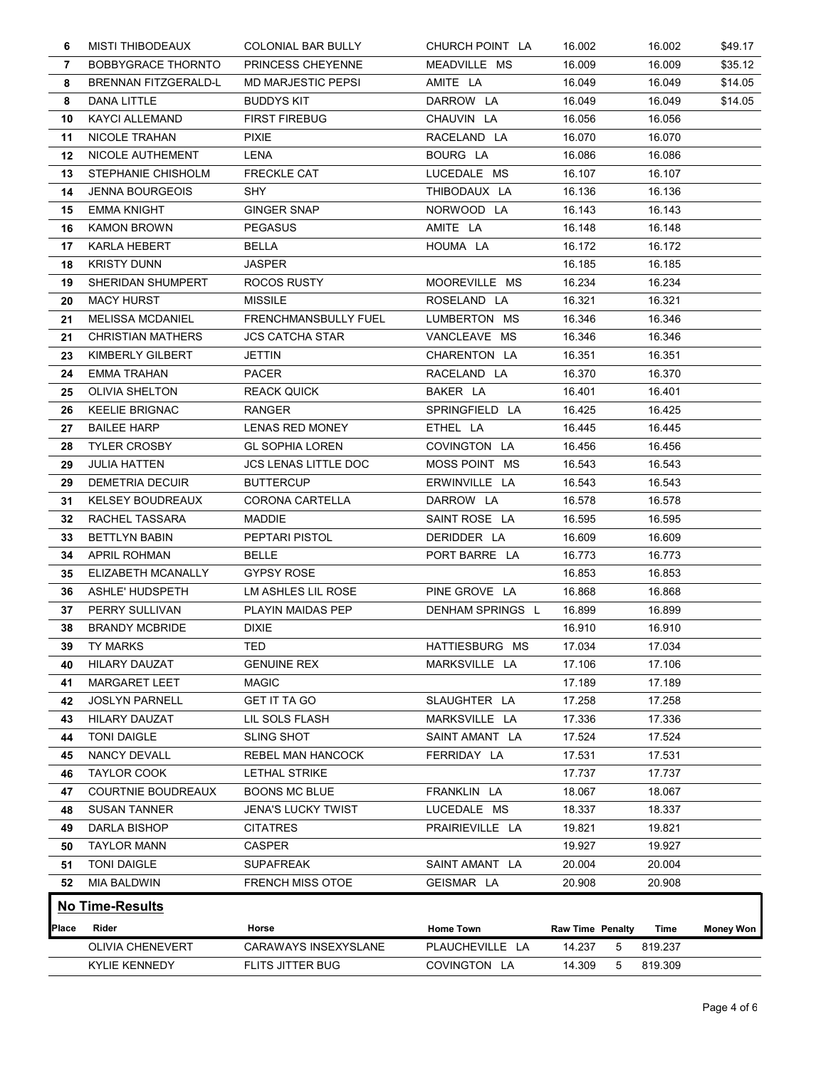| Place | Rider | Horse | Home Town | Raw Time | Penalty | Time | Money Won |
|---|---|---|---|---|---|---|---|
| 6 | MISTI THIBODEAUX | COLONIAL BAR BULLY | CHURCH POINT LA | 16.002 | | 16.002 | $49.17 |
| 7 | BOBBYGRACE THORNTO | PRINCESS CHEYENNE | MEADVILLE MS | 16.009 | | 16.009 | $35.12 |
| 8 | BRENNAN FITZGERALD-L | MD MARJESTIC PEPSI | AMITE LA | 16.049 | | 16.049 | $14.05 |
| 8 | DANA LITTLE | BUDDYS KIT | DARROW LA | 16.049 | | 16.049 | $14.05 |
| 10 | KAYCI ALLEMAND | FIRST FIREBUG | CHAUVIN LA | 16.056 | | 16.056 | |
| 11 | NICOLE TRAHAN | PIXIE | RACELAND LA | 16.070 | | 16.070 | |
| 12 | NICOLE AUTHEMENT | LENA | BOURG LA | 16.086 | | 16.086 | |
| 13 | STEPHANIE CHISHOLM | FRECKLE CAT | LUCEDALE MS | 16.107 | | 16.107 | |
| 14 | JENNA BOURGEOIS | SHY | THIBODAUX LA | 16.136 | | 16.136 | |
| 15 | EMMA KNIGHT | GINGER SNAP | NORWOOD LA | 16.143 | | 16.143 | |
| 16 | KAMON BROWN | PEGASUS | AMITE LA | 16.148 | | 16.148 | |
| 17 | KARLA HEBERT | BELLA | HOUMA LA | 16.172 | | 16.172 | |
| 18 | KRISTY DUNN | JASPER | | 16.185 | | 16.185 | |
| 19 | SHERIDAN SHUMPERT | ROCOS RUSTY | MOOREVILLE MS | 16.234 | | 16.234 | |
| 20 | MACY HURST | MISSILE | ROSELAND LA | 16.321 | | 16.321 | |
| 21 | MELISSA MCDANIEL | FRENCHMANSBULLY FUEL | LUMBERTON MS | 16.346 | | 16.346 | |
| 21 | CHRISTIAN MATHERS | JCS CATCHA STAR | VANCLEAVE MS | 16.346 | | 16.346 | |
| 23 | KIMBERLY GILBERT | JETTIN | CHARENTON LA | 16.351 | | 16.351 | |
| 24 | EMMA TRAHAN | PACER | RACELAND LA | 16.370 | | 16.370 | |
| 25 | OLIVIA SHELTON | REACK QUICK | BAKER LA | 16.401 | | 16.401 | |
| 26 | KEELIE BRIGNAC | RANGER | SPRINGFIELD LA | 16.425 | | 16.425 | |
| 27 | BAILEE HARP | LENAS RED MONEY | ETHEL LA | 16.445 | | 16.445 | |
| 28 | TYLER CROSBY | GL SOPHIA LOREN | COVINGTON LA | 16.456 | | 16.456 | |
| 29 | JULIA HATTEN | JCS LENAS LITTLE DOC | MOSS POINT MS | 16.543 | | 16.543 | |
| 29 | DEMETRIA DECUIR | BUTTERCUP | ERWINVILLE LA | 16.543 | | 16.543 | |
| 31 | KELSEY BOUDREAUX | CORONA CARTELLA | DARROW LA | 16.578 | | 16.578 | |
| 32 | RACHEL TASSARA | MADDIE | SAINT ROSE LA | 16.595 | | 16.595 | |
| 33 | BETTLYN BABIN | PEPTARI PISTOL | DERIDDER LA | 16.609 | | 16.609 | |
| 34 | APRIL ROHMAN | BELLE | PORT BARRE LA | 16.773 | | 16.773 | |
| 35 | ELIZABETH MCANALLY | GYPSY ROSE | | 16.853 | | 16.853 | |
| 36 | ASHLE' HUDSPETH | LM ASHLES LIL ROSE | PINE GROVE LA | 16.868 | | 16.868 | |
| 37 | PERRY SULLIVAN | PLAYIN MAIDAS PEP | DENHAM SPRINGS L | 16.899 | | 16.899 | |
| 38 | BRANDY MCBRIDE | DIXIE | | 16.910 | | 16.910 | |
| 39 | TY MARKS | TED | HATTIESBURG MS | 17.034 | | 17.034 | |
| 40 | HILARY DAUZAT | GENUINE REX | MARKSVILLE LA | 17.106 | | 17.106 | |
| 41 | MARGARET LEET | MAGIC | | 17.189 | | 17.189 | |
| 42 | JOSLYN PARNELL | GET IT TA GO | SLAUGHTER LA | 17.258 | | 17.258 | |
| 43 | HILARY DAUZAT | LIL SOLS FLASH | MARKSVILLE LA | 17.336 | | 17.336 | |
| 44 | TONI DAIGLE | SLING SHOT | SAINT AMANT LA | 17.524 | | 17.524 | |
| 45 | NANCY DEVALL | REBEL MAN HANCOCK | FERRIDAY LA | 17.531 | | 17.531 | |
| 46 | TAYLOR COOK | LETHAL STRIKE | | 17.737 | | 17.737 | |
| 47 | COURTNIE BOUDREAUX | BOONS MC BLUE | FRANKLIN LA | 18.067 | | 18.067 | |
| 48 | SUSAN TANNER | JENA'S LUCKY TWIST | LUCEDALE MS | 18.337 | | 18.337 | |
| 49 | DARLA BISHOP | CITATRES | PRAIRIEVILLE LA | 19.821 | | 19.821 | |
| 50 | TAYLOR MANN | CASPER | | 19.927 | | 19.927 | |
| 51 | TONI DAIGLE | SUPAFREAK | SAINT AMANT LA | 20.004 | | 20.004 | |
| 52 | MIA BALDWIN | FRENCH MISS OTOE | GEISMAR LA | 20.908 | | 20.908 | |

## No Time-Results

| Place | Rider | Horse | Home Town | Raw Time | Penalty | Time | Money Won |
|---|---|---|---|---|---|---|---|
| | OLIVIA CHENEVERT | CARAWAYS INSEXYSLANE | PLAUCHEVILLE LA | 14.237 | 5 | 819.237 | |
| | KYLIE KENNEDY | FLITS JITTER BUG | COVINGTON LA | 14.309 | 5 | 819.309 | |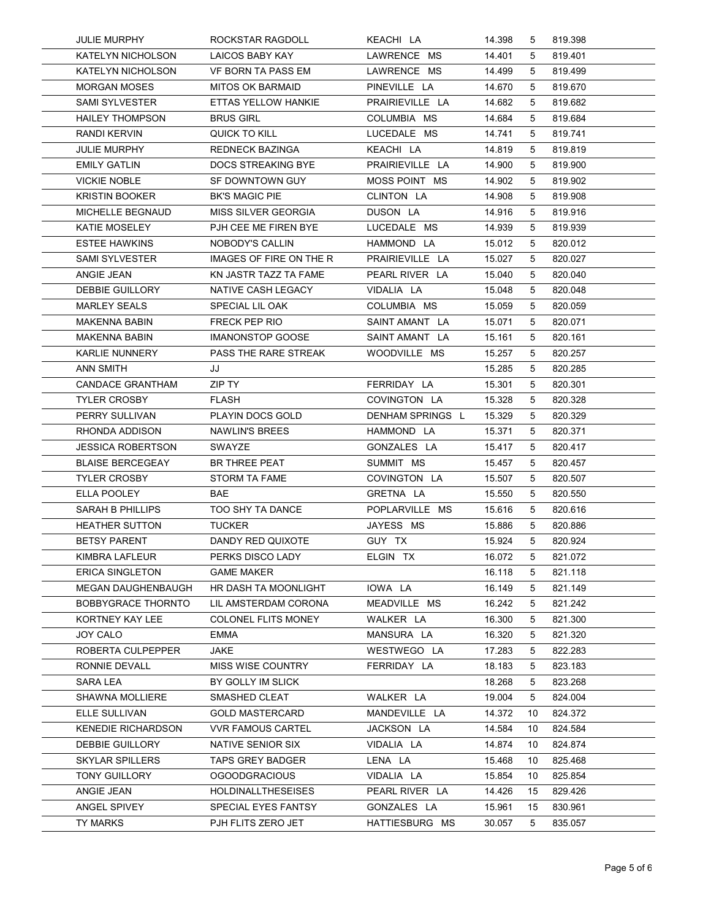| | | | | | |
|---|---|---|---|---|---|
| JULIE MURPHY | ROCKSTAR RAGDOLL | KEACHI LA | 14.398 | 5 | 819.398 |
| KATELYN NICHOLSON | LAICOS BABY KAY | LAWRENCE MS | 14.401 | 5 | 819.401 |
| KATELYN NICHOLSON | VF BORN TA PASS EM | LAWRENCE MS | 14.499 | 5 | 819.499 |
| MORGAN MOSES | MITOS OK BARMAID | PINEVILLE LA | 14.670 | 5 | 819.670 |
| SAMI SYLVESTER | ETTAS YELLOW HANKIE | PRAIRIEVILLE LA | 14.682 | 5 | 819.682 |
| HAILEY THOMPSON | BRUS GIRL | COLUMBIA MS | 14.684 | 5 | 819.684 |
| RANDI KERVIN | QUICK TO KILL | LUCEDALE MS | 14.741 | 5 | 819.741 |
| JULIE MURPHY | REDNECK BAZINGA | KEACHI LA | 14.819 | 5 | 819.819 |
| EMILY GATLIN | DOCS STREAKING BYE | PRAIRIEVILLE LA | 14.900 | 5 | 819.900 |
| VICKIE NOBLE | SF DOWNTOWN GUY | MOSS POINT MS | 14.902 | 5 | 819.902 |
| KRISTIN BOOKER | BK'S MAGIC PIE | CLINTON LA | 14.908 | 5 | 819.908 |
| MICHELLE BEGNAUD | MISS SILVER GEORGIA | DUSON LA | 14.916 | 5 | 819.916 |
| KATIE MOSELEY | PJH CEE ME FIREN BYE | LUCEDALE MS | 14.939 | 5 | 819.939 |
| ESTEE HAWKINS | NOBODY'S CALLIN | HAMMOND LA | 15.012 | 5 | 820.012 |
| SAMI SYLVESTER | IMAGES OF FIRE ON THE R | PRAIRIEVILLE LA | 15.027 | 5 | 820.027 |
| ANGIE JEAN | KN JASTR TAZZ TA FAME | PEARL RIVER LA | 15.040 | 5 | 820.040 |
| DEBBIE GUILLORY | NATIVE CASH LEGACY | VIDALIA LA | 15.048 | 5 | 820.048 |
| MARLEY SEALS | SPECIAL LIL OAK | COLUMBIA MS | 15.059 | 5 | 820.059 |
| MAKENNA BABIN | FRECK PEP RIO | SAINT AMANT LA | 15.071 | 5 | 820.071 |
| MAKENNA BABIN | IMANONSTOP GOOSE | SAINT AMANT LA | 15.161 | 5 | 820.161 |
| KARLIE NUNNERY | PASS THE RARE STREAK | WOODVILLE MS | 15.257 | 5 | 820.257 |
| ANN SMITH | JJ | | 15.285 | 5 | 820.285 |
| CANDACE GRANTHAM | ZIP TY | FERRIDAY LA | 15.301 | 5 | 820.301 |
| TYLER CROSBY | FLASH | COVINGTON LA | 15.328 | 5 | 820.328 |
| PERRY SULLIVAN | PLAYIN DOCS GOLD | DENHAM SPRINGS L | 15.329 | 5 | 820.329 |
| RHONDA ADDISON | NAWLIN'S BREES | HAMMOND LA | 15.371 | 5 | 820.371 |
| JESSICA ROBERTSON | SWAYZE | GONZALES LA | 15.417 | 5 | 820.417 |
| BLAISE BERCEGEAY | BR THREE PEAT | SUMMIT MS | 15.457 | 5 | 820.457 |
| TYLER CROSBY | STORM TA FAME | COVINGTON LA | 15.507 | 5 | 820.507 |
| ELLA POOLEY | BAE | GRETNA LA | 15.550 | 5 | 820.550 |
| SARAH B PHILLIPS | TOO SHY TA DANCE | POPLARVILLE MS | 15.616 | 5 | 820.616 |
| HEATHER SUTTON | TUCKER | JAYESS MS | 15.886 | 5 | 820.886 |
| BETSY PARENT | DANDY RED QUIXOTE | GUY TX | 15.924 | 5 | 820.924 |
| KIMBRA LAFLEUR | PERKS DISCO LADY | ELGIN TX | 16.072 | 5 | 821.072 |
| ERICA SINGLETON | GAME MAKER | | 16.118 | 5 | 821.118 |
| MEGAN DAUGHENBAUGH | HR DASH TA MOONLIGHT | IOWA LA | 16.149 | 5 | 821.149 |
| BOBBYGRACE THORNTO | LIL AMSTERDAM CORONA | MEADVILLE MS | 16.242 | 5 | 821.242 |
| KORTNEY KAY LEE | COLONEL FLITS MONEY | WALKER LA | 16.300 | 5 | 821.300 |
| JOY CALO | EMMA | MANSURA LA | 16.320 | 5 | 821.320 |
| ROBERTA CULPEPPER | JAKE | WESTWEGO LA | 17.283 | 5 | 822.283 |
| RONNIE DEVALL | MISS WISE COUNTRY | FERRIDAY LA | 18.183 | 5 | 823.183 |
| SARA LEA | BY GOLLY IM SLICK | | 18.268 | 5 | 823.268 |
| SHAWNA MOLLIERE | SMASHED CLEAT | WALKER LA | 19.004 | 5 | 824.004 |
| ELLE SULLIVAN | GOLD MASTERCARD | MANDEVILLE LA | 14.372 | 10 | 824.372 |
| KENEDIE RICHARDSON | VVR FAMOUS CARTEL | JACKSON LA | 14.584 | 10 | 824.584 |
| DEBBIE GUILLORY | NATIVE SENIOR SIX | VIDALIA LA | 14.874 | 10 | 824.874 |
| SKYLAR SPILLERS | TAPS GREY BADGER | LENA LA | 15.468 | 10 | 825.468 |
| TONY GUILLORY | OGOODGRACIOUS | VIDALIA LA | 15.854 | 10 | 825.854 |
| ANGIE JEAN | HOLDINALLTHESEISES | PEARL RIVER LA | 14.426 | 15 | 829.426 |
| ANGEL SPIVEY | SPECIAL EYES FANTSY | GONZALES LA | 15.961 | 15 | 830.961 |
| TY MARKS | PJH FLITS ZERO JET | HATTIESBURG MS | 30.057 | 5 | 835.057 |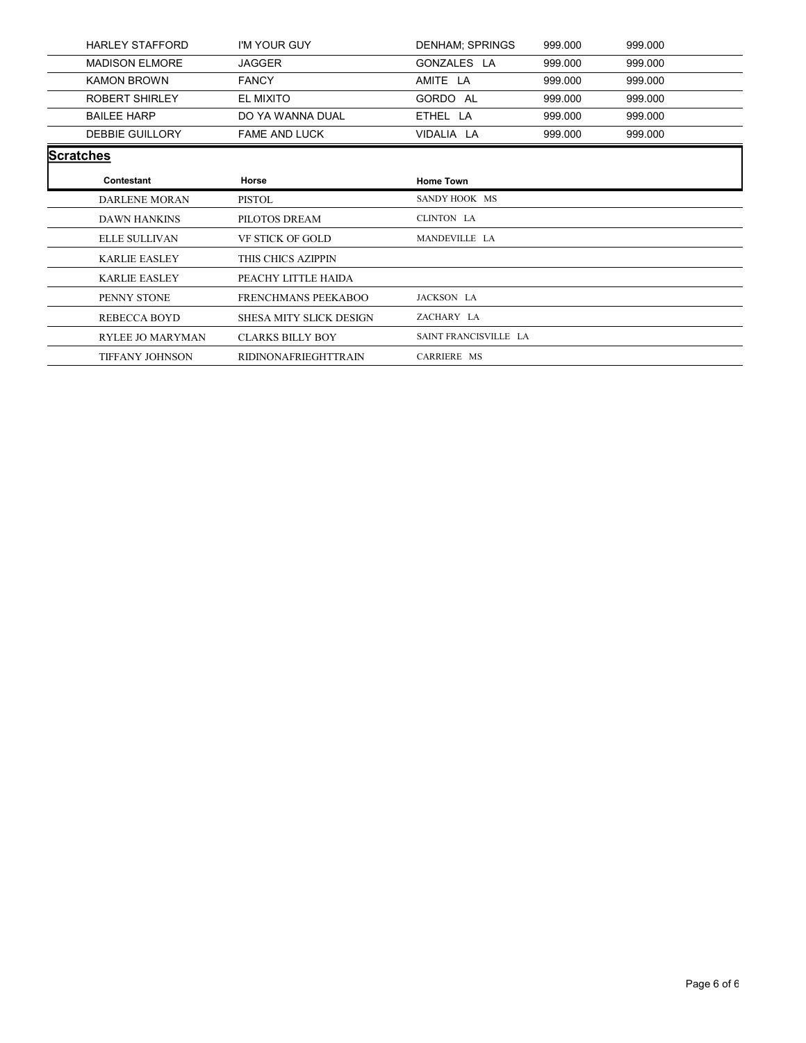| | | | | |
|---|---|---|---|---|
| HARLEY STAFFORD | I'M YOUR GUY | DENHAM; SPRINGS | 999.000 | 999.000 |
| MADISON ELMORE | JAGGER | GONZALES LA | 999.000 | 999.000 |
| KAMON BROWN | FANCY | AMITE LA | 999.000 | 999.000 |
| ROBERT SHIRLEY | EL MIXITO | GORDO AL | 999.000 | 999.000 |
| BAILEE HARP | DO YA WANNA DUAL | ETHEL LA | 999.000 | 999.000 |
| DEBBIE GUILLORY | FAME AND LUCK | VIDALIA LA | 999.000 | 999.000 |

## Scratches

| Contestant | Horse | Home Town |
|---|---|---|
| DARLENE MORAN | PISTOL | SANDY HOOK MS |
| DAWN HANKINS | PILOTOS DREAM | CLINTON LA |
| ELLE SULLIVAN | VF STICK OF GOLD | MANDEVILLE LA |
| KARLIE EASLEY | THIS CHICS AZIPPIN | |
| KARLIE EASLEY | PEACHY LITTLE HAIDA | |
| PENNY STONE | FRENCHMANS PEEKABOO | JACKSON LA |
| REBECCA BOYD | SHESA MITY SLICK DESIGN | ZACHARY LA |
| RYLEE JO MARYMAN | CLARKS BILLY BOY | SAINT FRANCISVILLE LA |
| TIFFANY JOHNSON | RIDINONAFRIEGHTTRAIN | CARRIERE MS |